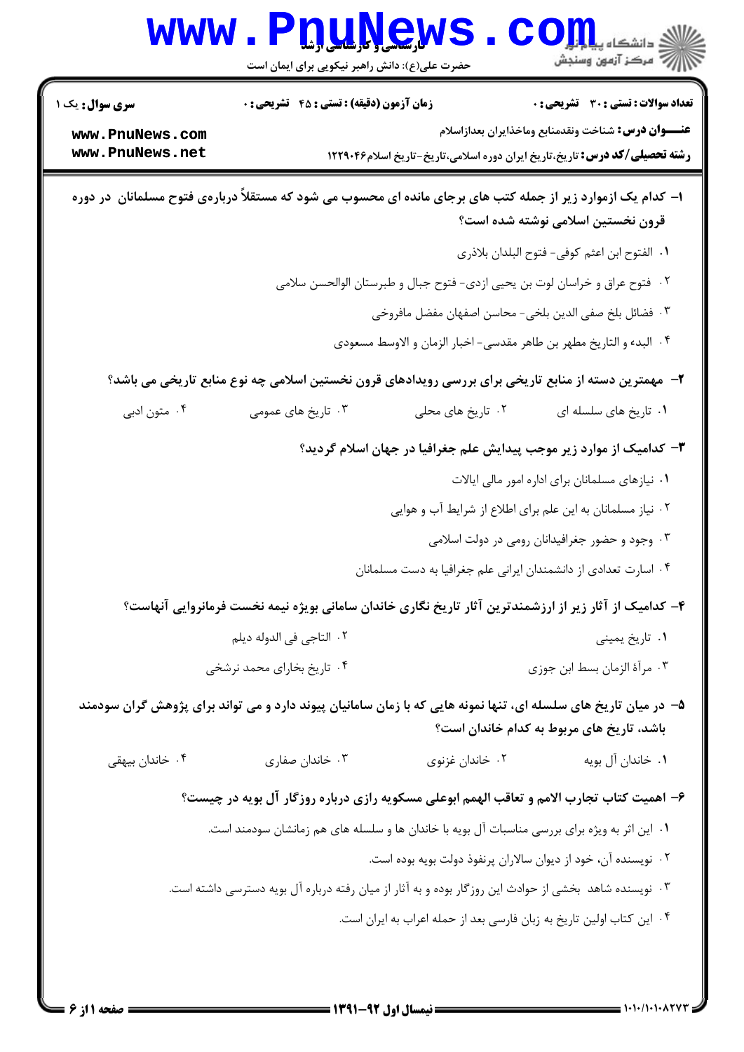**سری سوال:** یک ۱

**زمان آزمون (دقیقه) : تستی : ۴۵ تشریحی : ۰**

**تعداد سوالات : تستی : ۳۰ تشریحی : ۰**

**عنـــوان درس:** شناخت ونقدمنابع وماخذایران بعدازاسلام

**رشته تحصیلی/کد درس:** تاریخ،تاریخ ایران دوره اسلامی،تاریخ-تاریخ اسلام۱۲۲۹۰۴۶

**۱- کدام یک ازموارد زیر از جمله کتب های برجای مانده ای محسوب می شود که مستقلاً درباره‌ی فتوح مسلمانان در دوره قرون نخستین اسلامی نوشته شده است؟**

۱. الفتوح ابن اعثم کوفی- فتوح البلدان بلاذری

۲. فتوح عراق و خراسان لوت بن یحیی ازدی- فتوح جبال و طبرستان الوالحسن سلامی

۳. فضائل بلخ صفی الدین بلخی- محاسن اصفهان مفضل مافروخی

۴. البدء و التاریخ مطهر بن طاهر مقدسی- اخبار الزمان و الاوسط مسعودی

**۲- مهمترین دسته از منابع تاریخی برای بررسی رویدادهای قرون نخستین اسلامی چه نوع منابع تاریخی می باشد؟**

۱. تاریخ های سلسله ای
۲. تاریخ های محلی
۳. تاریخ های عمومی
۴. متون ادبی

**۳- کدامیک از موارد زیر موجب پیدایش علم جغرافیا در جهان اسلام گردید؟**

۱. نیازهای مسلمانان برای اداره امور مالی ایالات

۲. نیاز مسلمانان به این علم برای اطلاع از شرایط آب و هوایی

۳. وجود و حضور جغرافیدانان رومی در دولت اسلامی

۴. اسارت تعدادی از دانشمندان ایرانی علم جغرافیا به دست مسلمانان

**۴- کدامیک از آثار زیر از ارزشمندترین آثار تاریخ نگاری خاندان سامانی بویژه نیمه نخست فرمانروایی آنهاست؟**

۱. تاریخ یمینی
۲. التاجی فی الدوله دیلم
۳. مرآة الزمان بسط ابن جوزی
۴. تاریخ بخارای محمد نرشخی

**۵- در میان تاریخ های سلسله ای، تنها نمونه هایی که با زمان سامانیان پیوند دارد و می تواند برای پژوهش گران سودمند باشد، تاریخ های مربوط به کدام خاندان است؟**

۱. خاندان آل بویه
۲. خاندان غزنوی
۳. خاندان صفاری
۴. خاندان بیهقی

**۶- اهمیت کتاب تجارب الامم و تعاقب الهمم ابوعلی مسکویه رازی درباره روزگار آل بویه در چیست؟**

۱. این اثر به ویژه برای بررسی مناسبات آل بویه با خاندان ها و سلسله های هم زمانشان سودمند است.

۲. نویسنده آن، خود از دیوان سالاران پرنفوذ دولت بویه بوده است.

۳. نویسنده شاهد بخشی از حوادث این روزگار بوده و به آثار از میان رفته درباره آل بویه دسترسی داشته است.

۴. این کتاب اولین تاریخ به زبان فارسی بعد از حمله اعراب به ایران است.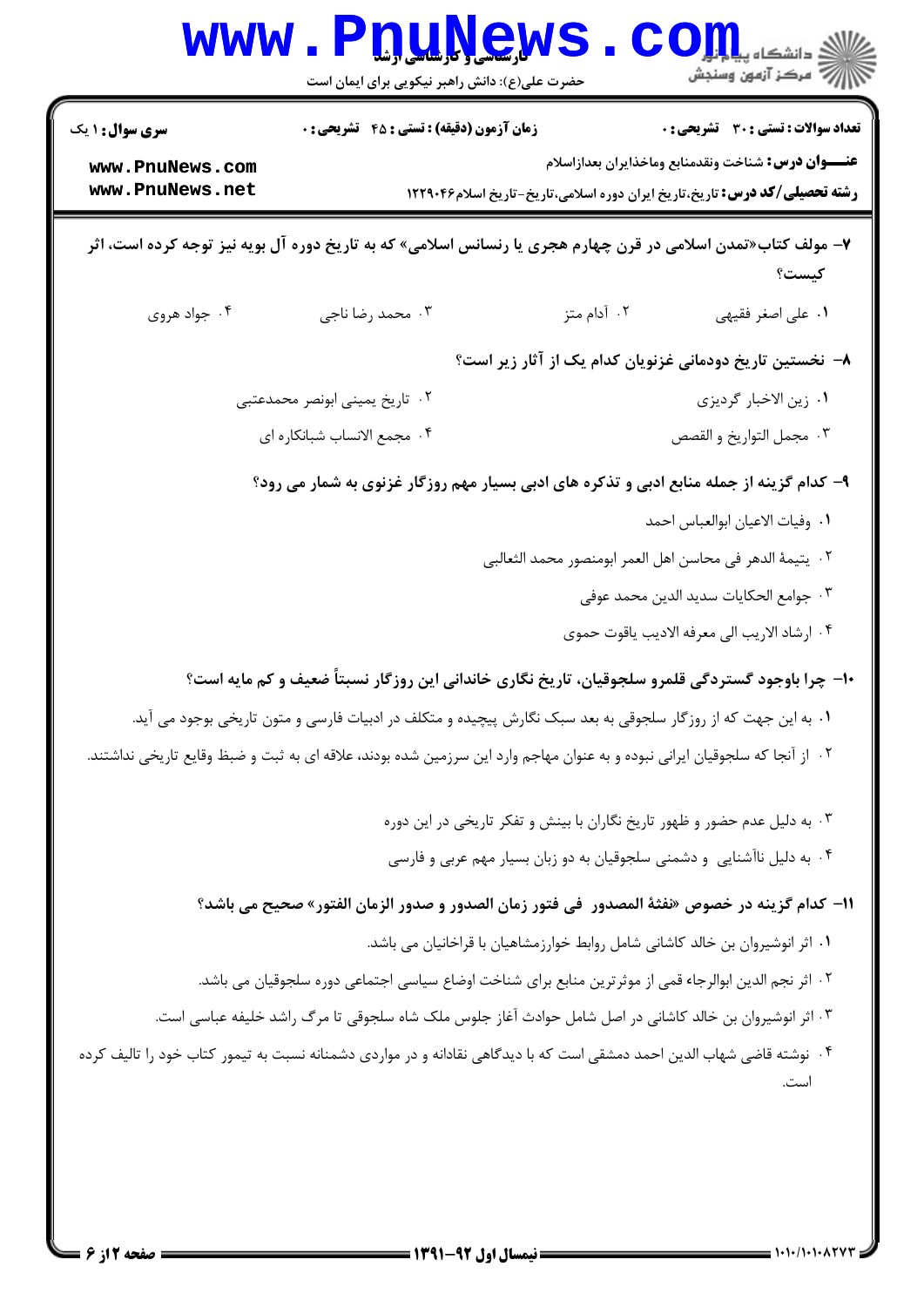**سری سوال:** ۱ یک
**زمان آزمون (دقیقه):** تستی : ۴۵ تشریحی : ۰
**تعداد سوالات:** تستی : ۳۰ تشریحی : ۰

**عنـــوان درس:** شناخت ونقدمنابع وماخذایران بعداز‌اسلام

**رشته تحصیلی/کد درس:** تاریخ،تاریخ ایران دوره اسلامی،تاریخ-تاریخ اسلام۱۲۲۹۰۴۶

۷- مولف کتاب«تمدن اسلامی در قرن چهارم هجری یا رنسانس اسلامی» که به تاریخ دوره آل بویه نیز توجه کرده است، اثر کیست؟

۱. علی اصغر فقیهی
۲. آدام متز
۳. محمد رضا ناجی
۴. جواد هروی

۸- نخستین تاریخ دودمانی غزنویان کدام یک از آثار زیر است؟

۱. زین الاخبار گردیزی
۲. تاریخ یمینی ابونصر محمدعتبی
۳. مجمل التواریخ و القصص
۴. مجمع الانساب شبانکاره ای

۹- کدام گزینه از جمله منابع ادبی و تذکره های ادبی بسیار مهم روزگار غزنوی به شمار می رود؟

۱. وفیات الاعیان ابوالعباس احمد
۲. یتیمة الدهر فی محاسن اهل العمر ابومنصور محمد الثعالبی
۳. جوامع الحکایات سدید الدین محمد عوفی
۴. ارشاد الاریب الی معرفه الادیب یاقوت حموی

۱۰- چرا باوجود گستردگی قلمرو سلجوقیان، تاریخ نگاری خاندانی این روزگار نسبتاً ضعیف و کم مایه است؟

۱. به این جهت که از روزگار سلجوقی به بعد سبک نگارش پیچیده و متکلف در ادبیات فارسی و متون تاریخی بوجود می آید.
۲. از آنجا که سلجوقیان ایرانی نبوده و به عنوان مهاجم وارد این سرزمین شده بودند، علاقه ای به ثبت و ضبط وقایع تاریخی نداشتند.
۳. به دلیل عدم حضور و ظهور تاریخ نگاران با بینش و تفکر تاریخی در این دوره
۴. به دلیل ناآشنایی و دشمنی سلجوقیان به دو زبان بسیار مهم عربی و فارسی

۱۱- کدام گزینه در خصوص «نفثة المصدور فی فتور زمان الصدور و صدور الزمان الفتور» صحیح می باشد؟

۱. اثر انوشیروان بن خالد کاشانی شامل روابط خوارزمشاهیان با قراخانیان می باشد.
۲. اثر نجم الدین ابوالرجاء قمی از موثرترین منابع برای شناخت اوضاع سیاسی اجتماعی دوره سلجوقیان می باشد.
۳. اثر انوشیروان بن خالد کاشانی در اصل شامل حوادث آغاز جلوس ملک شاه سلجوقی تا مرگ راشد خلیفه عباسی است.
۴. نوشته قاضی شهاب الدین احمد دمشقی است که با دیدگاهی نقادانه و در مواردی دشمنانه نسبت به تیمور کتاب خود را تالیف کرده است.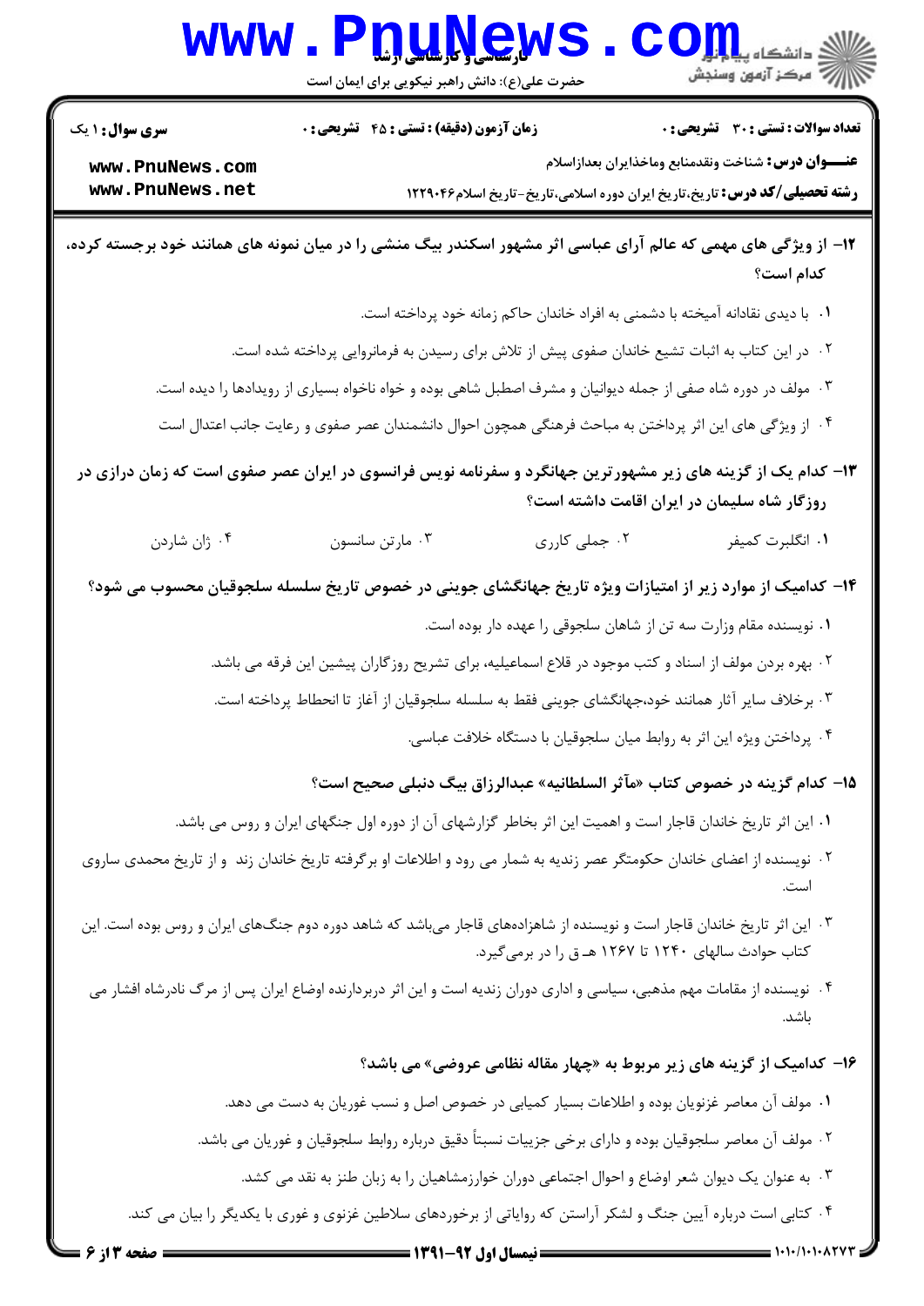**سری سؤال:** ۱ یک | **زمان آزمون (دقیقه) : تستی :** ۴۵ **تشریحی :** ۰ | **تعداد سوالات : تستی :** ۳۰ **تشریحی :** ۰

**عنـــوان درس:** شناخت ونقدمنابع وماخذایران بعدازاسلام

**رشته تحصیلی/کد درس:** تاریخ،تاریخ ایران دوره اسلامی،تاریخ-تاریخ اسلام۱۲۲۹۰۴۶

**۱۲- از ویژگی های مهمی که عالم آرای عباسی اثر مشهور اسکندر بیگ منشی را در میان نمونه های همانند خود برجسته کرده، کدام است؟**

۱. با دیدی نقادانه آمیخته با دشمنی به افراد خاندان حاکم زمانه خود پرداخته است.

۲. در این کتاب به اثبات تشیع خاندان صفوی پیش از تلاش برای رسیدن به فرمانروایی پرداخته شده است.

۳. مولف در دوره شاه صفی از جمله دیوانیان و مشرف اصطبل شاهی بوده و خواه ناخواه بسیاری از رویدادها را دیده است.

۴. از ویژگی های این اثر پرداختن به مباحث فرهنگی همچون احوال دانشمندان عصر صفوی و رعایت جانب اعتدال است

**۱۳- کدام یک از گزینه های زیر مشهورترین جهانگرد و سفرنامه نویس فرانسوی در ایران عصر صفوی است که زمان درازی در روزگار شاه سلیمان در ایران اقامت داشته است؟**

۱. انگلبرت کمپفر
۲. جملی کاری
۳. مارتن سانسون
۴. ژان شاردن

**۱۴- کدامیک از موارد زیر از امتیازات ویژه تاریخ جهانگشای جوینی در خصوص تاریخ سلسله سلجوقیان محسوب می شود؟**

۱. نویسنده مقام وزارت سه تن از شاهان سلجوقی را عهده دار بوده است.

۲. بهره بردن مولف از اسناد و کتب موجود در قلاع اسماعیلیه، برای تشریح روزگاران پیشین این فرقه می باشد.

۳. برخلاف سایر آثار همانند خود،جهانگشای جوینی فقط به سلسله سلجوقیان از آغاز تا انحطاط پرداخته است.

۴. پرداختن ویژه این اثر به روابط میان سلجوقیان با دستگاه خلافت عباسی.

**۱۵- کدام گزینه در خصوص کتاب «مآثر السلطانیه» عبدالرزاق بیگ دنبلی صحیح است؟**

۱. این اثر تاریخ خاندان قاجار است و اهمیت این اثر بخاطر گزارشهای آن از دوره اول جنگهای ایران و روس می باشد.

۲. نویسنده از اعضای خاندان حکومتگر عصر زندیه به شمار می رود و اطلاعات او برگرفته تاریخ خاندان زند و از تاریخ محمدی ساروی است.

۳. این اثر تاریخ خاندان قاجار است و نویسنده از شاهزاده‌های قاجار می‌باشد که شاهد دوره دوم جنگ‌های ایران و روس بوده است. این کتاب حوادث سالهای ۱۲۴۰ تا ۱۲۶۷ هـ ق را در برمی‌گیرد.

۴. نویسنده از مقامات مهم مذهبی، سیاسی و اداری دوران زندیه است و این اثر دربردارنده اوضاع ایران پس از مرگ نادرشاه افشار می باشد.

**۱۶- کدامیک از گزینه های زیر مربوط به «چهار مقاله نظامی عروضی» می باشد؟**

۱. مولف آن معاصر غزنویان بوده و اطلاعات بسیار کمیابی در خصوص اصل و نسب غوریان به دست می دهد.

۲. مولف آن معاصر سلجوقیان بوده و دارای برخی جزییات نسبتاً دقیق درباره روابط سلجوقیان و غوریان می باشد.

۳. به عنوان یک دیوان شعر اوضاع و احوال اجتماعی دوران خوارزمشاهیان را به زبان طنز به نقد می کشد.

۴. کتابی است درباره آیین جنگ و لشکر آراستن که روایاتی از برخوردهای سلاطین غزنوی و غوری با یکدیگر را بیان می کند.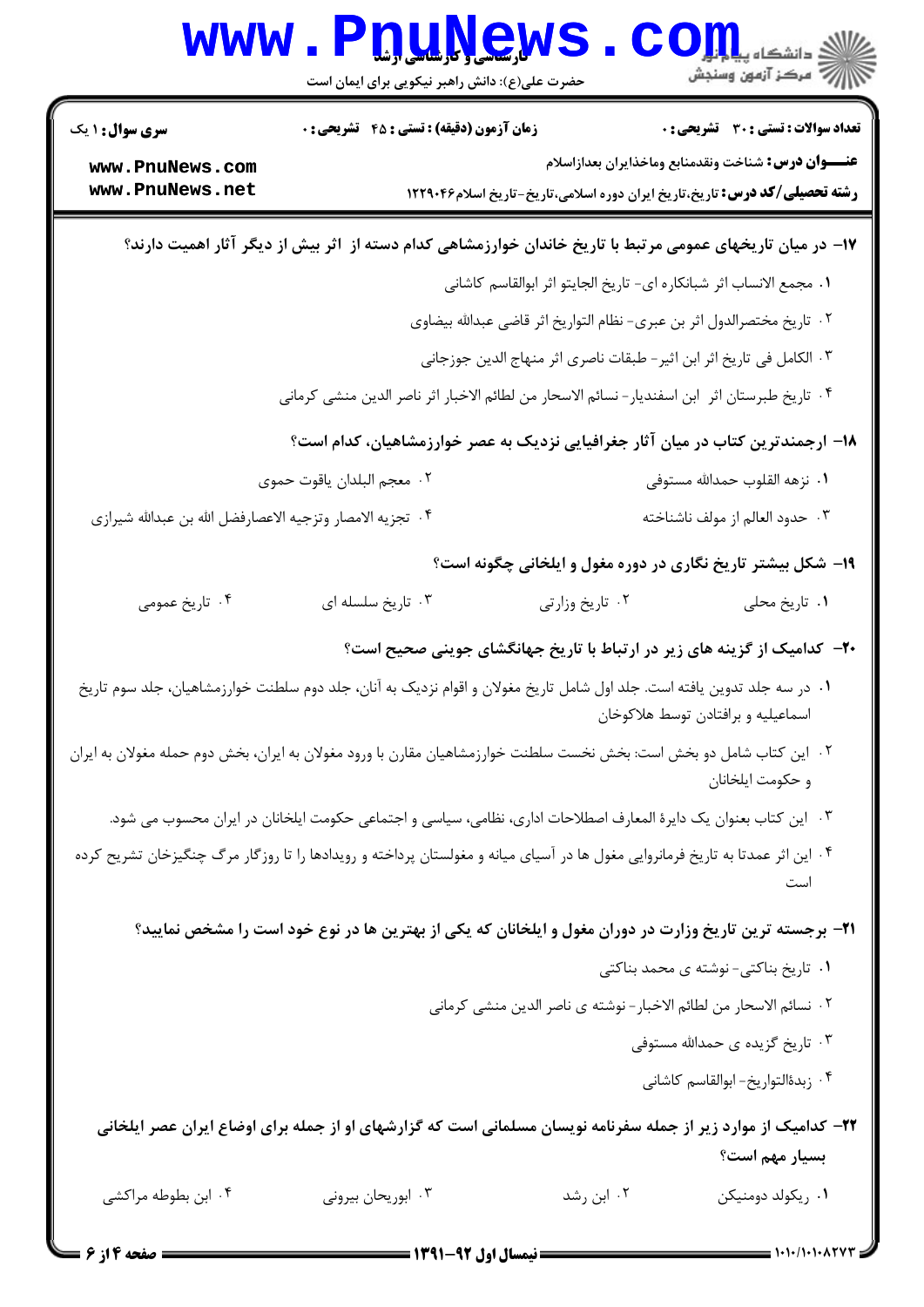**سری سوال:** ۱ یک

**زمان آزمون (دقیقه) : تستی : ۴۵ تشریحی : ۰**

**تعداد سوالات : تستی : ۳۰ تشریحی : ۰**

**عنـــوان درس:** شناخت ونقدمنابع وماخذایران بعدازاسلام

**رشته تحصیلی/کد درس:** تاریخ،تاریخ ایران دوره اسلامی،تاریخ-تاریخ اسلام۱۲۲۹۰۴۶

**۱۷- در میان تاریخهای عمومی مرتبط با تاریخ خاندان خوارزمشاهی کدام دسته از اثر بیش از دیگر آثار اهمیت دارند؟**

۱. مجمع الانساب اثر شبانکاره ای- تاریخ الجایتو اثر ابوالقاسم کاشانی

۲. تاریخ مختصرالدول اثر بن عبری- نظام التواریخ اثر قاضی عبدالله بیضاوی

۳. الکامل فی تاریخ اثر ابن اثیر- طبقات ناصری اثر منهاج الدین جوزجانی

۴. تاریخ طبرستان اثر ابن اسفندیار- نسائم الاسحار من لطائم الاخبار اثر ناصر الدین منشی کرمانی

**۱۸- ارجمندترین کتاب در میان آثار جغرافیایی نزدیک به عصر خوارزمشاهیان، کدام است؟**

۱. نزهه القلوب حمدالله مستوفی

۲. معجم البلدان یاقوت حموی

۳. حدود العالم از مولف ناشناخته

۴. تجزیه الامصار وتزجیه الاعصارفضل الله بن عبدالله شیرازی

**۱۹- شکل بیشتر تاریخ نگاری در دوره مغول و ایلخانی چگونه است؟**

۱. تاریخ محلی

۲. تاریخ وزارتی

۳. تاریخ سلسله ای

۴. تاریخ عمومی

**۲۰- کدامیک از گزینه های زیر در ارتباط با تاریخ جهانگشای جوینی صحیح است؟**

۱. در سه جلد تدوین یافته است. جلد اول شامل تاریخ مغولان و اقوام نزدیک به آنان، جلد دوم سلطنت خوارزمشاهیان، جلد سوم تاریخ اسماعیلیه و برافتادن توسط هلاکوخان

۲. این کتاب شامل دو بخش است: بخش نخست سلطنت خوارزمشاهیان مقارن با ورود مغولان به ایران، بخش دوم حمله مغولان به ایران و حکومت ایلخانان

۳. این کتاب بعنوان یک دایرهٔ المعارف اصطلاحات اداری، نظامی، سیاسی و اجتماعی حکومت ایلخانان در ایران محسوب می شود.

۴. این اثر عمدتا به تاریخ فرمانروایی مغول ها در آسیای میانه و مغولستان پرداخته و رویدادها را تا روزگار مرگ چنگیزخان تشریح کرده است

**۲۱- برجسته ترین تاریخ وزارت در دوران مغول و ایلخانان که یکی از بهترین ها در نوع خود است را مشخص نمایید؟**

۱. تاریخ بناکتی- نوشته ی محمد بناکتی

۲. نسائم الاسحار من لطائم الاخبار- نوشته ی ناصر الدین منشی کرمانی

۳. تاریخ گزیده ی حمدالله مستوفی

۴. زبدةالتواریخ- ابوالقاسم کاشانی

**۲۲- کدامیک از موارد زیر از جمله سفرنامه نویسان مسلمانی است که گزارشهای او از جمله برای اوضاع ایران عصر ایلخانی بسیار مهم است؟**

۱. ریکولد دومنیکن

۲. ابن رشد

۳. ابوریحان بیرونی

۴. ابن بطوطه مراکشی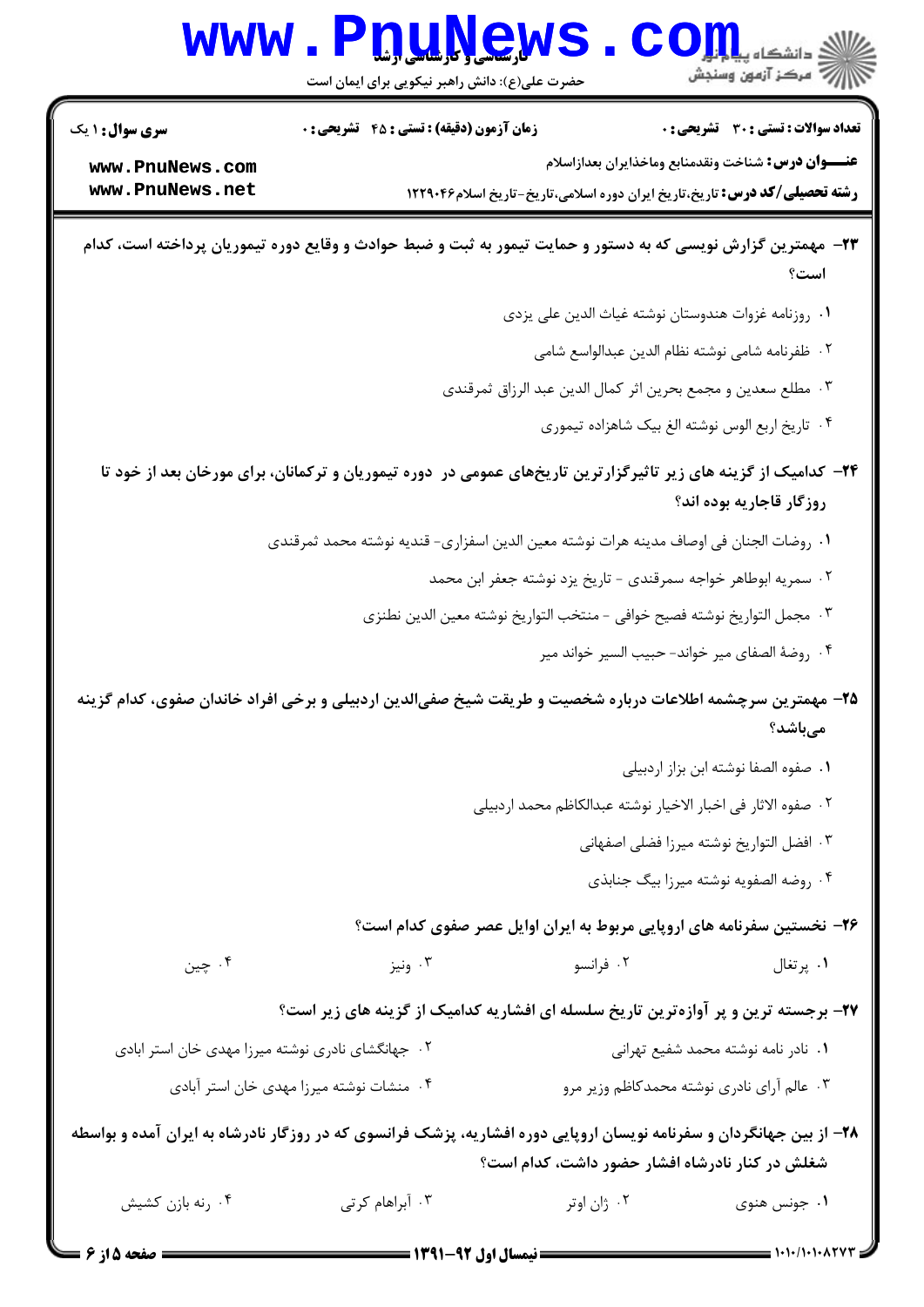**سری سوال:** ۱ یک | **زمان آزمون (دقیقه):** تستی: ۴۵ تشریحی: ۰ | **تعداد سوالات:** تستی: ۳۰ تشریحی: ۰

**عنـــوان درس:** شناخت ونقدمنابع وماخذایران بعدازاسلام

**رشته تحصیلی/کد درس:** تاریخ،تاریخ ایران دوره اسلامی،تاریخ-تاریخ اسلام۱۲۲۹۰۴۶

**۲۳-** مهمترین گزارش نویسی که به دستور و حمایت تیمور به ثبت و ضبط حوادث و وقایع دوره تیموریان پرداخته است، کدام است؟

۱. روزنامه غزوات هندوستان نوشته غیاث الدین علی یزدی

۲. ظفرنامه شامی نوشته نظام الدین عبدالواسع شامی

۳. مطلع سعدین و مجمع بحرین اثر کمال الدین عبد الرزاق ثمرقندی

۴. تاریخ اربع الوس نوشته الغ بیک شاهزاده تیموری

**۲۴-** کدامیک از گزینه های زیر تاثیرگزارترین تاریخ‌های عمومی در دوره تیموریان و ترکمانان، برای مورخان بعد از خود تا روزگار قاجاریه بوده اند؟

۱. روضات الجنان فی اوصاف مدینه هرات نوشته معین الدین اسفزاری- قندیه نوشته محمد ثمرقندی

۲. سمریه ابوطاهر خواجه سمرقندی - تاریخ یزد نوشته جعفر ابن محمد

۳. مجمل التواریخ نوشته فصیح خوافی - منتخب التواریخ نوشته معین الدین نطنزی

۴. روضة الصفای میر خواند- حبیب السیر خواند میر

**۲۵-** مهمترین سرچشمه اطلاعات درباره شخصیت و طریقت شیخ صفی‌الدین اردبیلی و برخی افراد خاندان صفوی، کدام گزینه می‌باشد؟

۱. صفوه الصفا نوشته ابن بزاز اردبیلی

۲. صفوه الاثار فی اخبار الاخیار نوشته عبدالکاظم محمد اردبیلی

۳. افضل التواریخ نوشته میرزا فضلی اصفهانی

۴. روضه الصفویه نوشته میرزا بیگ جنابذی

**۲۶-** نخستین سفرنامه های اروپایی مربوط به ایران اوایل عصر صفوی کدام است؟

۱. پرتغال &nbsp;&nbsp;&nbsp; ۲. فرانسو &nbsp;&nbsp;&nbsp; ۳. ونیز &nbsp;&nbsp;&nbsp; ۴. چین

**۲۷-** برجسته ترین و پر آوازه‌ترین تاریخ سلسله ای افشاریه کدامیک از گزینه های زیر است؟

۱. نادر نامه نوشته محمد شفیع تهرانی

۲. جهانگشای نادری نوشته میرزا مهدی خان استر ابادی

۳. عالم آرای نادری نوشته محمدکاظم وزیر مرو

۴. منشات نوشته میرزا مهدی خان استر آبادی

**۲۸-** از بین جهانگردان و سفرنامه نویسان اروپایی دوره افشاریه، پزشک فرانسوی که در روزگار نادرشاه به ایران آمده و بواسطه شغلش در کنار نادرشاه افشار حضور داشت، کدام است؟

۱. جونس هنوی &nbsp;&nbsp;&nbsp; ۲. ژان اوتر &nbsp;&nbsp;&nbsp; ۳. آبراهام کرتی &nbsp;&nbsp;&nbsp; ۴. رنه بازن کشیش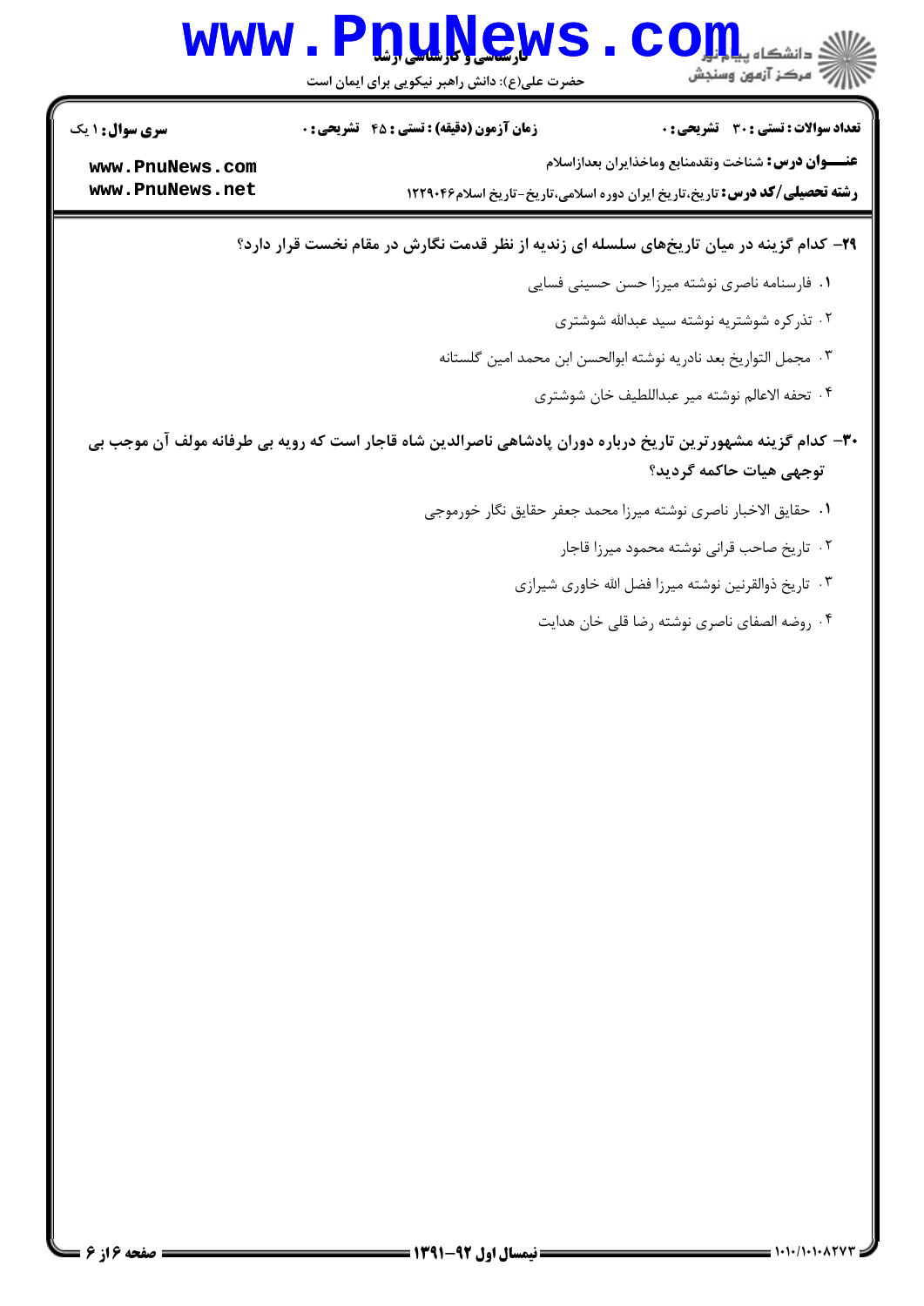**۲۹- کدام گزینه در میان تاریخ‌های سلسله ای زندیه از نظر قدمت نگارش در مقام نخست قرار دارد؟**

۱. فارسنامه ناصری نوشته میرزا حسن حسینی فسایی

۲. تذکره شوشتریه نوشته سید عبدالله شوشتری

۳. مجمل التواریخ بعد نادریه نوشته ابوالحسن ابن محمد امین گلستانه

۴. تحفه الاعالم نوشته میر عبداللطیف خان شوشتری

**۳۰- کدام گزینه مشهورترین تاریخ درباره دوران پادشاهی ناصرالدین شاه قاجار است که رویه بی طرفانه مولف آن موجب بی توجهی هیات حاکمه گردید؟**

۱. حقایق الاخبار ناصری نوشته میرزا محمد جعفر حقایق نگار خورموجی

۲. تاریخ صاحب قرانی نوشته محمود میرزا قاجار

۳. تاریخ ذوالقرنین نوشته میرزا فضل الله خاوری شیرازی

۴. روضه الصفای ناصری نوشته رضا قلی خان هدایت